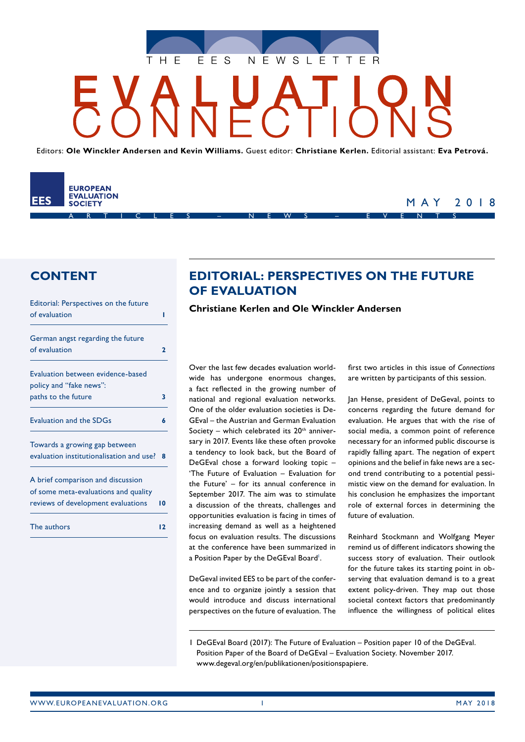THE EES NEWSLETTER

# EVALUATION CONNECTIONS

Editors: **Ole Winckler Andersen and Kevin Williams.** Guest editor: **Christiane Kerlen.** Editorial assistant: **Eva Petrová.**

EES EUROPEAN EVALUATION SOCIETY

MAY 2018

ARTICLES – NEWS – EVENTS

## CONTENT

| | |
|---|---|
| Editorial: Perspectives on the future of evaluation | 1 |
| German angst regarding the future of evaluation | 2 |
| Evaluation between evidence-based policy and "fake news": paths to the future | 3 |
| Evaluation and the SDGs | 6 |
| Towards a growing gap between evaluation institutionalisation and use? | 8 |
| A brief comparison and discussion of some meta-evaluations and quality reviews of development evaluations | 10 |
| The authors | 12 |

## EDITORIAL: PERSPECTIVES ON THE FUTURE OF EVALUATION

**Christiane Kerlen and Ole Winckler Andersen**

Over the last few decades evaluation worldwide has undergone enormous changes, a fact reflected in the growing number of national and regional evaluation networks. One of the older evaluation societies is DeGEval – the Austrian and German Evaluation Society – which celebrated its 20th anniversary in 2017. Events like these often provoke a tendency to look back, but the Board of DeGEval chose a forward looking topic – 'The Future of Evaluation – Evaluation for the Future' – for its annual conference in September 2017. The aim was to stimulate a discussion of the threats, challenges and opportunities evaluation is facing in times of increasing demand as well as a heightened focus on evaluation results. The discussions at the conference have been summarized in a Position Paper by the DeGEval Board[1].

DeGeval invited EES to be part of the conference and to organize jointly a session that would introduce and discuss international perspectives on the future of evaluation. The first two articles in this issue of *Connections* are written by participants of this session.

Jan Hense, president of DeGeval, points to concerns regarding the future demand for evaluation. He argues that with the rise of social media, a common point of reference necessary for an informed public discourse is rapidly falling apart. The negation of expert opinions and the belief in fake news are a second trend contributing to a potential pessimistic view on the demand for evaluation. In his conclusion he emphasizes the important role of external forces in determining the future of evaluation.

Reinhard Stockmann and Wolfgang Meyer remind us of different indicators showing the success story of evaluation. Their outlook for the future takes its starting point in observing that evaluation demand is to a great extent policy-driven. They map out those societal context factors that predominantly influence the willingness of political elites

1 DeGEval Board (2017): The Future of Evaluation – Position paper 10 of the DeGEval. Position Paper of the Board of DeGEval – Evaluation Society. November 2017. www.degeval.org/en/publikationen/positionspapiere.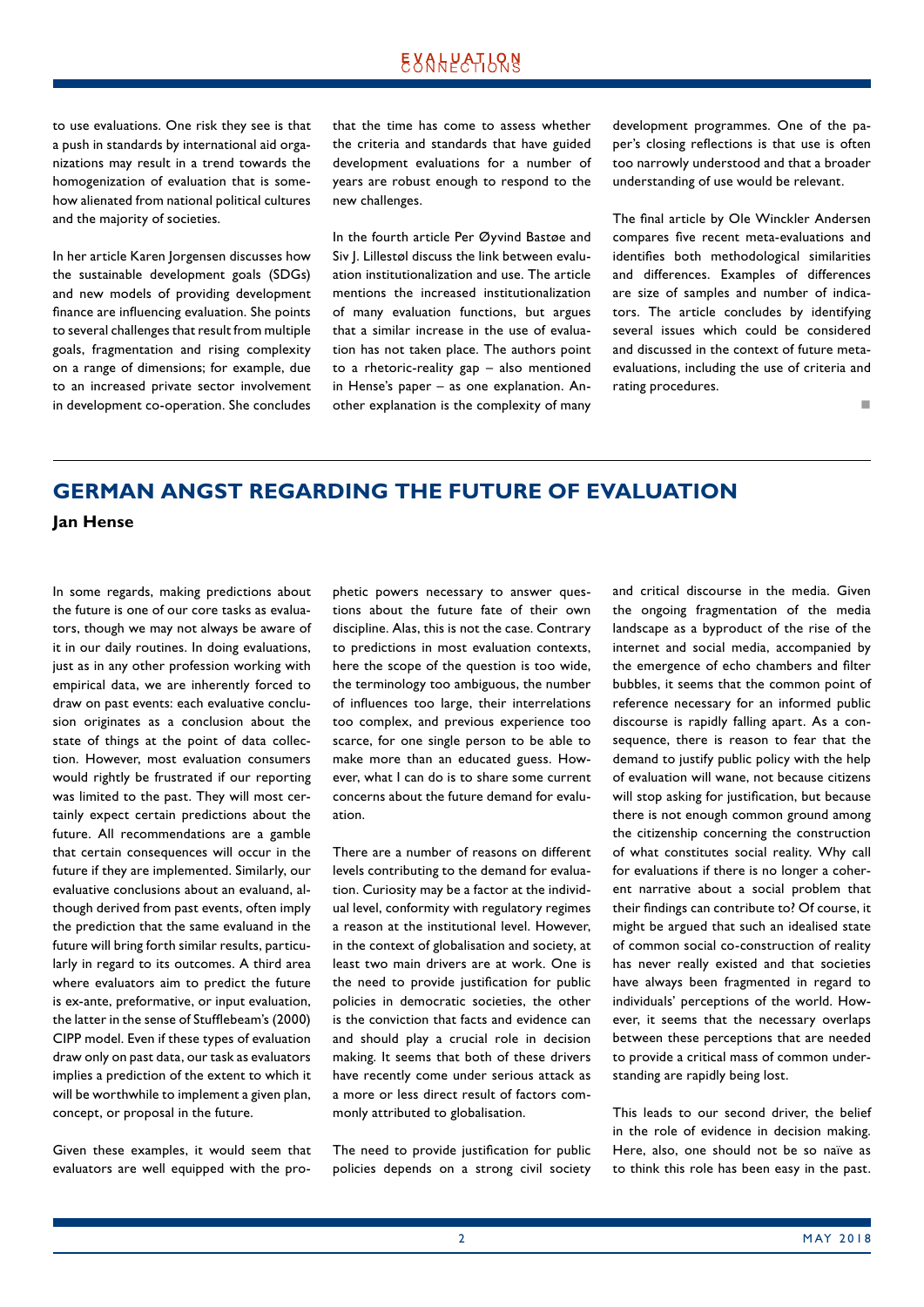to use evaluations. One risk they see is that a push in standards by international aid organizations may result in a trend towards the homogenization of evaluation that is somehow alienated from national political cultures and the majority of societies.

In her article Karen Jorgensen discusses how the sustainable development goals (SDGs) and new models of providing development finance are influencing evaluation. She points to several challenges that result from multiple goals, fragmentation and rising complexity on a range of dimensions; for example, due to an increased private sector involvement in development co-operation. She concludes that the time has come to assess whether the criteria and standards that have guided development evaluations for a number of years are robust enough to respond to the new challenges.

In the fourth article Per Øyvind Bastøe and Siv J. Lillestøl discuss the link between evaluation institutionalization and use. The article mentions the increased institutionalization of many evaluation functions, but argues that a similar increase in the use of evaluation has not taken place. The authors point to a rhetoric-reality gap – also mentioned in Hense's paper – as one explanation. Another explanation is the complexity of many development programmes. One of the paper's closing reflections is that use is often too narrowly understood and that a broader understanding of use would be relevant.

The final article by Ole Winckler Andersen compares five recent meta-evaluations and identifies both methodological similarities and differences. Examples of differences are size of samples and number of indicators. The article concludes by identifying several issues which could be considered and discussed in the context of future meta-evaluations, including the use of criteria and rating procedures.

## GERMAN ANGST REGARDING THE FUTURE OF EVALUATION

**Jan Hense**

In some regards, making predictions about the future is one of our core tasks as evaluators, though we may not always be aware of it in our daily routines. In doing evaluations, just as in any other profession working with empirical data, we are inherently forced to draw on past events: each evaluative conclusion originates as a conclusion about the state of things at the point of data collection. However, most evaluation consumers would rightly be frustrated if our reporting was limited to the past. They will most certainly expect certain predictions about the future. All recommendations are a gamble that certain consequences will occur in the future if they are implemented. Similarly, our evaluative conclusions about an evaluand, although derived from past events, often imply the prediction that the same evaluand in the future will bring forth similar results, particularly in regard to its outcomes. A third area where evaluators aim to predict the future is ex-ante, preformative, or input evaluation, the latter in the sense of Stufflebeam's (2000) CIPP model. Even if these types of evaluation draw only on past data, our task as evaluators implies a prediction of the extent to which it will be worthwhile to implement a given plan, concept, or proposal in the future.

Given these examples, it would seem that evaluators are well equipped with the prophetic powers necessary to answer questions about the future fate of their own discipline. Alas, this is not the case. Contrary to predictions in most evaluation contexts, here the scope of the question is too wide, the terminology too ambiguous, the number of influences too large, their interrelations too complex, and previous experience too scarce, for one single person to be able to make more than an educated guess. However, what I can do is to share some current concerns about the future demand for evaluation.

There are a number of reasons on different levels contributing to the demand for evaluation. Curiosity may be a factor at the individual level, conformity with regulatory regimes a reason at the institutional level. However, in the context of globalisation and society, at least two main drivers are at work. One is the need to provide justification for public policies in democratic societies, the other is the conviction that facts and evidence can and should play a crucial role in decision making. It seems that both of these drivers have recently come under serious attack as a more or less direct result of factors commonly attributed to globalisation.

The need to provide justification for public policies depends on a strong civil society and critical discourse in the media. Given the ongoing fragmentation of the media landscape as a byproduct of the rise of the internet and social media, accompanied by the emergence of echo chambers and filter bubbles, it seems that the common point of reference necessary for an informed public discourse is rapidly falling apart. As a consequence, there is reason to fear that the demand to justify public policy with the help of evaluation will wane, not because citizens will stop asking for justification, but because there is not enough common ground among the citizenship concerning the construction of what constitutes social reality. Why call for evaluations if there is no longer a coherent narrative about a social problem that their findings can contribute to? Of course, it might be argued that such an idealised state of common social co-construction of reality has never really existed and that societies have always been fragmented in regard to individuals' perceptions of the world. However, it seems that the necessary overlaps between these perceptions that are needed to provide a critical mass of common understanding are rapidly being lost.

This leads to our second driver, the belief in the role of evidence in decision making. Here, also, one should not be so naïve as to think this role has been easy in the past.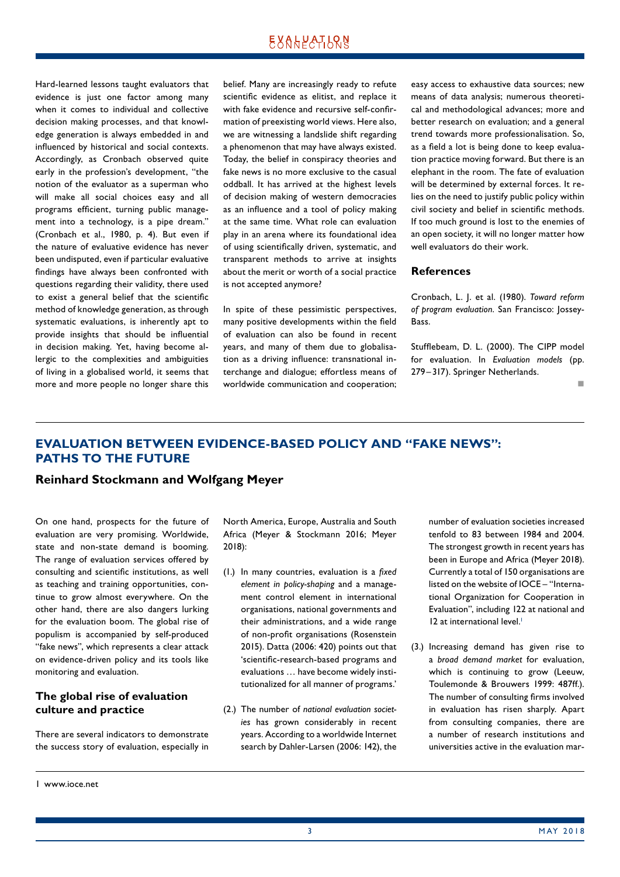Hard-learned lessons taught evaluators that evidence is just one factor among many when it comes to individual and collective decision making processes, and that knowledge generation is always embedded in and influenced by historical and social contexts. Accordingly, as Cronbach observed quite early in the profession's development, "the notion of the evaluator as a superman who will make all social choices easy and all programs efficient, turning public management into a technology, is a pipe dream." (Cronbach et al., 1980, p. 4). But even if the nature of evaluative evidence has never been undisputed, even if particular evaluative findings have always been confronted with questions regarding their validity, there used to exist a general belief that the scientific method of knowledge generation, as through systematic evaluations, is inherently apt to provide insights that should be influential in decision making. Yet, having become allergic to the complexities and ambiguities of living in a globalised world, it seems that more and more people no longer share this belief. Many are increasingly ready to refute scientific evidence as elitist, and replace it with fake evidence and recursive self-confirmation of preexisting world views. Here also, we are witnessing a landslide shift regarding a phenomenon that may have always existed. Today, the belief in conspiracy theories and fake news is no more exclusive to the casual oddball. It has arrived at the highest levels of decision making of western democracies as an influence and a tool of policy making at the same time. What role can evaluation play in an arena where its foundational idea of using scientifically driven, systematic, and transparent methods to arrive at insights about the merit or worth of a social practice is not accepted anymore?

In spite of these pessimistic perspectives, many positive developments within the field of evaluation can also be found in recent years, and many of them due to globalisation as a driving influence: transnational interchange and dialogue; effortless means of worldwide communication and cooperation; easy access to exhaustive data sources; new means of data analysis; numerous theoretical and methodological advances; more and better research on evaluation; and a general trend towards more professionalisation. So, as a field a lot is being done to keep evaluation practice moving forward. But there is an elephant in the room. The fate of evaluation will be determined by external forces. It relies on the need to justify public policy within civil society and belief in scientific methods. If too much ground is lost to the enemies of an open society, it will no longer matter how well evaluators do their work.

### References

Cronbach, L. J. et al. (1980). *Toward reform of program evaluation*. San Francisco: Jossey-Bass.

Stufflebeam, D. L. (2000). The CIPP model for evaluation. In *Evaluation models* (pp. 279–317). Springer Netherlands.

## EVALUATION BETWEEN EVIDENCE-BASED POLICY AND "FAKE NEWS": PATHS TO THE FUTURE

### Reinhard Stockmann and Wolfgang Meyer

On one hand, prospects for the future of evaluation are very promising. Worldwide, state and non-state demand is booming. The range of evaluation services offered by consulting and scientific institutions, as well as teaching and training opportunities, continue to grow almost everywhere. On the other hand, there are also dangers lurking for the evaluation boom. The global rise of populism is accompanied by self-produced "fake news", which represents a clear attack on evidence-driven policy and its tools like monitoring and evaluation.

### The global rise of evaluation culture and practice

There are several indicators to demonstrate the success story of evaluation, especially in North America, Europe, Australia and South Africa (Meyer & Stockmann 2016; Meyer 2018):

(1.) In many countries, evaluation is a *fixed element in policy-shaping* and a management control element in international organisations, national governments and their administrations, and a wide range of non-profit organisations (Rosenstein 2015). Datta (2006: 420) points out that 'scientific-research-based programs and evaluations … have become widely institutionalized for all manner of programs.'

(2.) The number of *national evaluation societies* has grown considerably in recent years. According to a worldwide Internet search by Dahler-Larsen (2006: 142), the number of evaluation societies increased tenfold to 83 between 1984 and 2004. The strongest growth in recent years has been in Europe and Africa (Meyer 2018). Currently a total of 150 organisations are listed on the website of IOCE – "International Organization for Cooperation in Evaluation", including 122 at national and 12 at international level.[1]

(3.) Increasing demand has given rise to a *broad demand market* for evaluation, which is continuing to grow (Leeuw, Toulemonde & Brouwers 1999: 487ff.). The number of consulting firms involved in evaluation has risen sharply. Apart from consulting companies, there are a number of research institutions and universities active in the evaluation mar-

[1] www.ioce.net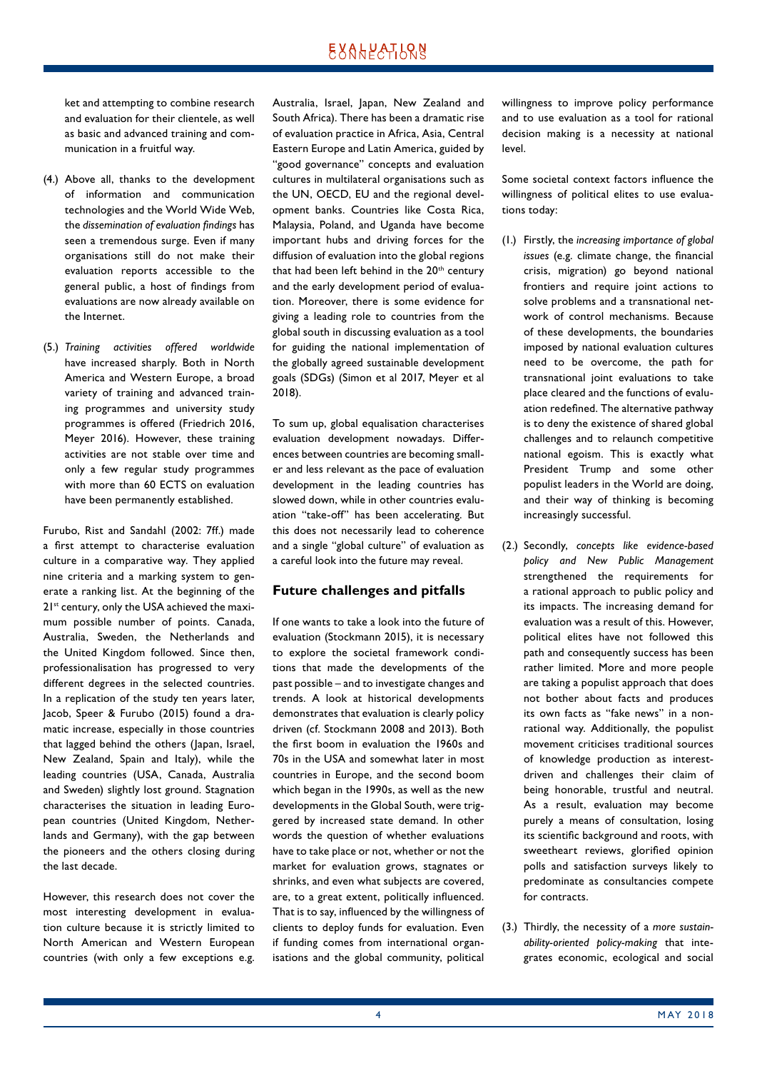ket and attempting to combine research and evaluation for their clientele, as well as basic and advanced training and communication in a fruitful way.

(4.) Above all, thanks to the development of information and communication technologies and the World Wide Web, the *dissemination of evaluation findings* has seen a tremendous surge. Even if many organisations still do not make their evaluation reports accessible to the general public, a host of findings from evaluations are now already available on the Internet.

(5.) *Training activities offered worldwide* have increased sharply. Both in North America and Western Europe, a broad variety of training and advanced training programmes and university study programmes is offered (Friedrich 2016, Meyer 2016). However, these training activities are not stable over time and only a few regular study programmes with more than 60 ECTS on evaluation have been permanently established.

Furubo, Rist and Sandahl (2002: 7ff.) made a first attempt to characterise evaluation culture in a comparative way. They applied nine criteria and a marking system to generate a ranking list. At the beginning of the 21st century, only the USA achieved the maximum possible number of points. Canada, Australia, Sweden, the Netherlands and the United Kingdom followed. Since then, professionalisation has progressed to very different degrees in the selected countries. In a replication of the study ten years later, Jacob, Speer & Furubo (2015) found a dramatic increase, especially in those countries that lagged behind the others (Japan, Israel, New Zealand, Spain and Italy), while the leading countries (USA, Canada, Australia and Sweden) slightly lost ground. Stagnation characterises the situation in leading European countries (United Kingdom, Netherlands and Germany), with the gap between the pioneers and the others closing during the last decade.

However, this research does not cover the most interesting development in evaluation culture because it is strictly limited to North American and Western European countries (with only a few exceptions e.g. Australia, Israel, Japan, New Zealand and South Africa). There has been a dramatic rise of evaluation practice in Africa, Asia, Central Eastern Europe and Latin America, guided by "good governance" concepts and evaluation cultures in multilateral organisations such as the UN, OECD, EU and the regional development banks. Countries like Costa Rica, Malaysia, Poland, and Uganda have become important hubs and driving forces for the diffusion of evaluation into the global regions that had been left behind in the 20th century and the early development period of evaluation. Moreover, there is some evidence for giving a leading role to countries from the global south in discussing evaluation as a tool for guiding the national implementation of the globally agreed sustainable development goals (SDGs) (Simon et al 2017, Meyer et al 2018).

To sum up, global equalisation characterises evaluation development nowadays. Differences between countries are becoming smaller and less relevant as the pace of evaluation development in the leading countries has slowed down, while in other countries evaluation "take-off" has been accelerating. But this does not necessarily lead to coherence and a single "global culture" of evaluation as a careful look into the future may reveal.

## Future challenges and pitfalls

If one wants to take a look into the future of evaluation (Stockmann 2015), it is necessary to explore the societal framework conditions that made the developments of the past possible – and to investigate changes and trends. A look at historical developments demonstrates that evaluation is clearly policy driven (cf. Stockmann 2008 and 2013). Both the first boom in evaluation the 1960s and 70s in the USA and somewhat later in most countries in Europe, and the second boom which began in the 1990s, as well as the new developments in the Global South, were triggered by increased state demand. In other words the question of whether evaluations have to take place or not, whether or not the market for evaluation grows, stagnates or shrinks, and even what subjects are covered, are, to a great extent, politically influenced. That is to say, influenced by the willingness of clients to deploy funds for evaluation. Even if funding comes from international organisations and the global community, political willingness to improve policy performance and to use evaluation as a tool for rational decision making is a necessity at national level.

Some societal context factors influence the willingness of political elites to use evaluations today:

(1.) Firstly, the *increasing importance of global issues* (e.g. climate change, the financial crisis, migration) go beyond national frontiers and require joint actions to solve problems and a transnational network of control mechanisms. Because of these developments, the boundaries imposed by national evaluation cultures need to be overcome, the path for transnational joint evaluations to take place cleared and the functions of evaluation redefined. The alternative pathway is to deny the existence of shared global challenges and to relaunch competitive national egoism. This is exactly what President Trump and some other populist leaders in the World are doing, and their way of thinking is becoming increasingly successful.

(2.) Secondly, *concepts like evidence-based policy and New Public Management* strengthened the requirements for a rational approach to public policy and its impacts. The increasing demand for evaluation was a result of this. However, political elites have not followed this path and consequently success has been rather limited. More and more people are taking a populist approach that does not bother about facts and produces its own facts as "fake news" in a non-rational way. Additionally, the populist movement criticises traditional sources of knowledge production as interest-driven and challenges their claim of being honorable, trustful and neutral. As a result, evaluation may become purely a means of consultation, losing its scientific background and roots, with sweetheart reviews, glorified opinion polls and satisfaction surveys likely to predominate as consultancies compete for contracts.

(3.) Thirdly, the necessity of a *more sustainability-oriented policy-making* that integrates economic, ecological and social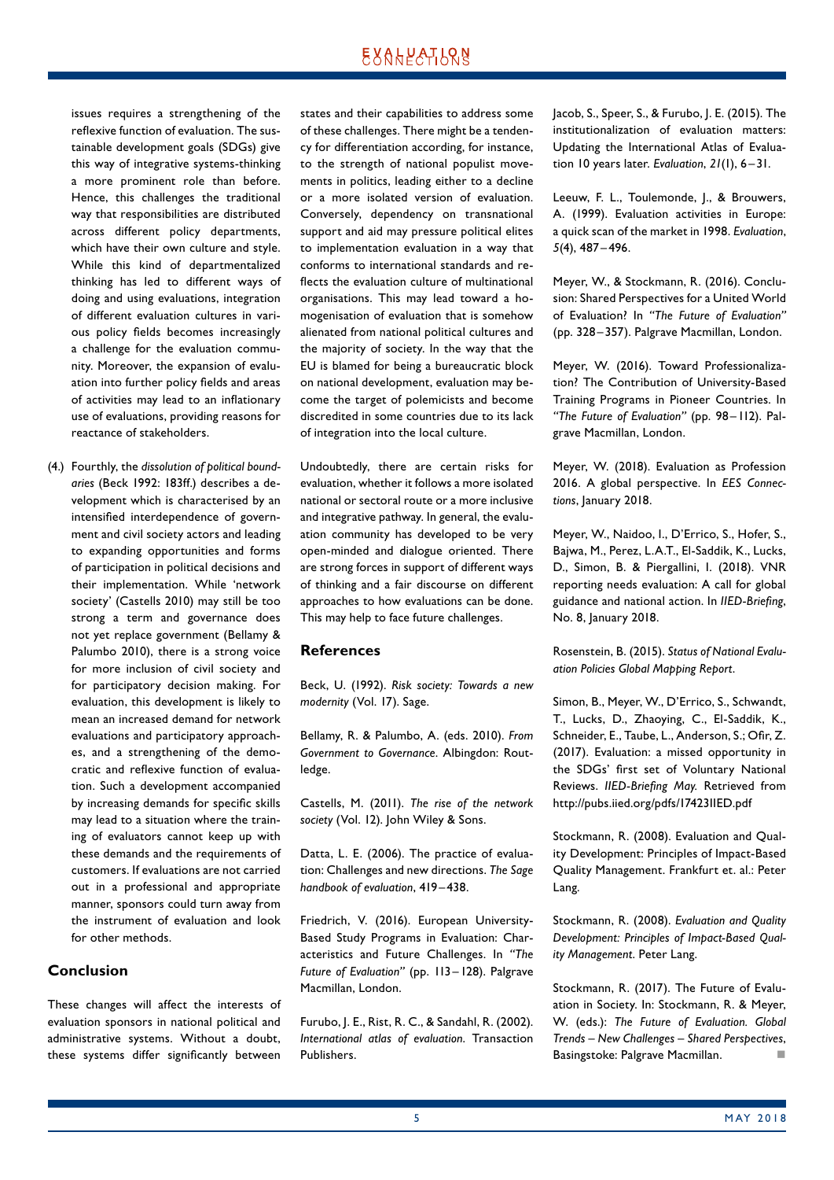issues requires a strengthening of the reflexive function of evaluation. The sustainable development goals (SDGs) give this way of integrative systems-thinking a more prominent role than before. Hence, this challenges the traditional way that responsibilities are distributed across different policy departments, which have their own culture and style. While this kind of departmentalized thinking has led to different ways of doing and using evaluations, integration of different evaluation cultures in various policy fields becomes increasingly a challenge for the evaluation community. Moreover, the expansion of evaluation into further policy fields and areas of activities may lead to an inflationary use of evaluations, providing reasons for reactance of stakeholders.

(4.) Fourthly, the *dissolution of political boundaries* (Beck 1992: 183ff.) describes a development which is characterised by an intensified interdependence of government and civil society actors and leading to expanding opportunities and forms of participation in political decisions and their implementation. While 'network society' (Castells 2010) may still be too strong a term and governance does not yet replace government (Bellamy & Palumbo 2010), there is a strong voice for more inclusion of civil society and for participatory decision making. For evaluation, this development is likely to mean an increased demand for network evaluations and participatory approaches, and a strengthening of the democratic and reflexive function of evaluation. Such a development accompanied by increasing demands for specific skills may lead to a situation where the training of evaluators cannot keep up with these demands and the requirements of customers. If evaluations are not carried out in a professional and appropriate manner, sponsors could turn away from the instrument of evaluation and look for other methods.

## Conclusion

These changes will affect the interests of evaluation sponsors in national political and administrative systems. Without a doubt, these systems differ significantly between states and their capabilities to address some of these challenges. There might be a tendency for differentiation according, for instance, to the strength of national populist movements in politics, leading either to a decline or a more isolated version of evaluation. Conversely, dependency on transnational support and aid may pressure political elites to implementation evaluation in a way that conforms to international standards and reflects the evaluation culture of multinational organisations. This may lead toward a homogenisation of evaluation that is somehow alienated from national political cultures and the majority of society. In the way that the EU is blamed for being a bureaucratic block on national development, evaluation may become the target of polemicists and become discredited in some countries due to its lack of integration into the local culture.

Undoubtedly, there are certain risks for evaluation, whether it follows a more isolated national or sectoral route or a more inclusive and integrative pathway. In general, the evaluation community has developed to be very open-minded and dialogue oriented. There are strong forces in support of different ways of thinking and a fair discourse on different approaches to how evaluations can be done. This may help to face future challenges.

## References

Beck, U. (1992). *Risk society: Towards a new modernity* (Vol. 17). Sage.

Bellamy, R. & Palumbo, A. (eds. 2010). *From Government to Governance*. Albingdon: Routledge.

Castells, M. (2011). *The rise of the network society* (Vol. 12). John Wiley & Sons.

Datta, L. E. (2006). The practice of evaluation: Challenges and new directions. *The Sage handbook of evaluation*, 419–438.

Friedrich, V. (2016). European University-Based Study Programs in Evaluation: Characteristics and Future Challenges. In *"The Future of Evaluation"* (pp. 113–128). Palgrave Macmillan, London.

Furubo, J. E., Rist, R. C., & Sandahl, R. (2002). *International atlas of evaluation*. Transaction Publishers.

Jacob, S., Speer, S., & Furubo, J. E. (2015). The institutionalization of evaluation matters: Updating the International Atlas of Evaluation 10 years later. *Evaluation*, *21*(1), 6–31.

Leeuw, F. L., Toulemonde, J., & Brouwers, A. (1999). Evaluation activities in Europe: a quick scan of the market in 1998. *Evaluation*, *5*(4), 487–496.

Meyer, W., & Stockmann, R. (2016). Conclusion: Shared Perspectives for a United World of Evaluation? In *"The Future of Evaluation"* (pp. 328–357). Palgrave Macmillan, London.

Meyer, W. (2016). Toward Professionalization? The Contribution of University-Based Training Programs in Pioneer Countries. In *"The Future of Evaluation"* (pp. 98–112). Palgrave Macmillan, London.

Meyer, W. (2018). Evaluation as Profession 2016. A global perspective. In *EES Connections*, January 2018.

Meyer, W., Naidoo, I., D'Errico, S., Hofer, S., Bajwa, M., Perez, L.A.T., El-Saddik, K., Lucks, D., Simon, B. & Piergallini, I. (2018). VNR reporting needs evaluation: A call for global guidance and national action. In *IIED-Briefing*, No. 8, January 2018.

Rosenstein, B. (2015). *Status of National Evaluation Policies Global Mapping Report*.

Simon, B., Meyer, W., D'Errico, S., Schwandt, T., Lucks, D., Zhaoying, C., El-Saddik, K., Schneider, E., Taube, L., Anderson, S.; Ofir, Z. (2017). Evaluation: a missed opportunity in the SDGs' first set of Voluntary National Reviews. *IIED-Briefing May.* Retrieved from http://pubs.iied.org/pdfs/17423IIED.pdf

Stockmann, R. (2008). Evaluation and Quality Development: Principles of Impact-Based Quality Management. Frankfurt et. al.: Peter Lang.

Stockmann, R. (2008). *Evaluation and Quality Development: Principles of Impact-Based Quality Management*. Peter Lang.

Stockmann, R. (2017). The Future of Evaluation in Society. In: Stockmann, R. & Meyer, W. (eds.): *The Future of Evaluation. Global Trends – New Challenges – Shared Perspectives*, Basingstoke: Palgrave Macmillan.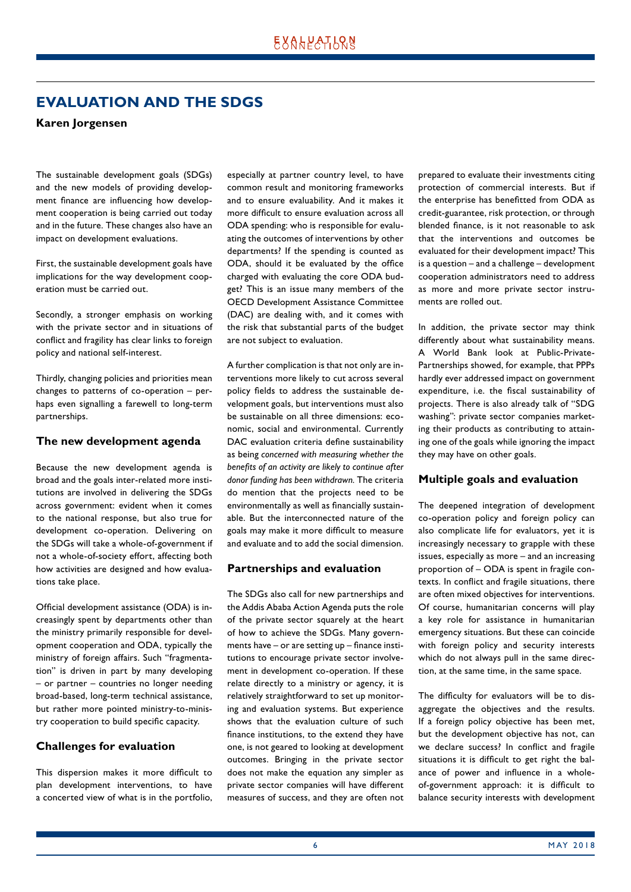# EVALUATION AND THE SDGS

**Karen Jorgensen**

The sustainable development goals (SDGs) and the new models of providing development finance are influencing how development cooperation is being carried out today and in the future. These changes also have an impact on development evaluations.

First, the sustainable development goals have implications for the way development cooperation must be carried out.

Secondly, a stronger emphasis on working with the private sector and in situations of conflict and fragility has clear links to foreign policy and national self-interest.

Thirdly, changing policies and priorities mean changes to patterns of co-operation – perhaps even signalling a farewell to long-term partnerships.

## The new development agenda

Because the new development agenda is broad and the goals inter-related more institutions are involved in delivering the SDGs across government: evident when it comes to the national response, but also true for development co-operation. Delivering on the SDGs will take a whole-of-government if not a whole-of-society effort, affecting both how activities are designed and how evaluations take place.

Official development assistance (ODA) is increasingly spent by departments other than the ministry primarily responsible for development cooperation and ODA, typically the ministry of foreign affairs. Such "fragmentation" is driven in part by many developing – or partner – countries no longer needing broad-based, long-term technical assistance, but rather more pointed ministry-to-ministry cooperation to build specific capacity.

## Challenges for evaluation

This dispersion makes it more difficult to plan development interventions, to have a concerted view of what is in the portfolio, especially at partner country level, to have common result and monitoring frameworks and to ensure evaluability. And it makes it more difficult to ensure evaluation across all ODA spending: who is responsible for evaluating the outcomes of interventions by other departments? If the spending is counted as ODA, should it be evaluated by the office charged with evaluating the core ODA budget? This is an issue many members of the OECD Development Assistance Committee (DAC) are dealing with, and it comes with the risk that substantial parts of the budget are not subject to evaluation.

A further complication is that not only are interventions more likely to cut across several policy fields to address the sustainable development goals, but interventions must also be sustainable on all three dimensions: economic, social and environmental. Currently DAC evaluation criteria define sustainability as being *concerned with measuring whether the benefits of an activity are likely to continue after donor funding has been withdrawn.* The criteria do mention that the projects need to be environmentally as well as financially sustainable. But the interconnected nature of the goals may make it more difficult to measure and evaluate and to add the social dimension.

## Partnerships and evaluation

The SDGs also call for new partnerships and the Addis Ababa Action Agenda puts the role of the private sector squarely at the heart of how to achieve the SDGs. Many governments have – or are setting up – finance institutions to encourage private sector involvement in development co-operation. If these relate directly to a ministry or agency, it is relatively straightforward to set up monitoring and evaluation systems. But experience shows that the evaluation culture of such finance institutions, to the extend they have one, is not geared to looking at development outcomes. Bringing in the private sector does not make the equation any simpler as private sector companies will have different measures of success, and they are often not prepared to evaluate their investments citing protection of commercial interests. But if the enterprise has benefitted from ODA as credit-guarantee, risk protection, or through blended finance, is it not reasonable to ask that the interventions and outcomes be evaluated for their development impact? This is a question – and a challenge – development cooperation administrators need to address as more and more private sector instruments are rolled out.

In addition, the private sector may think differently about what sustainability means. A World Bank look at Public-Private-Partnerships showed, for example, that PPPs hardly ever addressed impact on government expenditure, i.e. the fiscal sustainability of projects. There is also already talk of "SDG washing": private sector companies marketing their products as contributing to attaining one of the goals while ignoring the impact they may have on other goals.

## Multiple goals and evaluation

The deepened integration of development co-operation policy and foreign policy can also complicate life for evaluators, yet it is increasingly necessary to grapple with these issues, especially as more – and an increasing proportion of – ODA is spent in fragile contexts. In conflict and fragile situations, there are often mixed objectives for interventions. Of course, humanitarian concerns will play a key role for assistance in humanitarian emergency situations. But these can coincide with foreign policy and security interests which do not always pull in the same direction, at the same time, in the same space.

The difficulty for evaluators will be to disaggregate the objectives and the results. If a foreign policy objective has been met, but the development objective has not, can we declare success? In conflict and fragile situations it is difficult to get right the balance of power and influence in a whole-of-government approach: it is difficult to balance security interests with development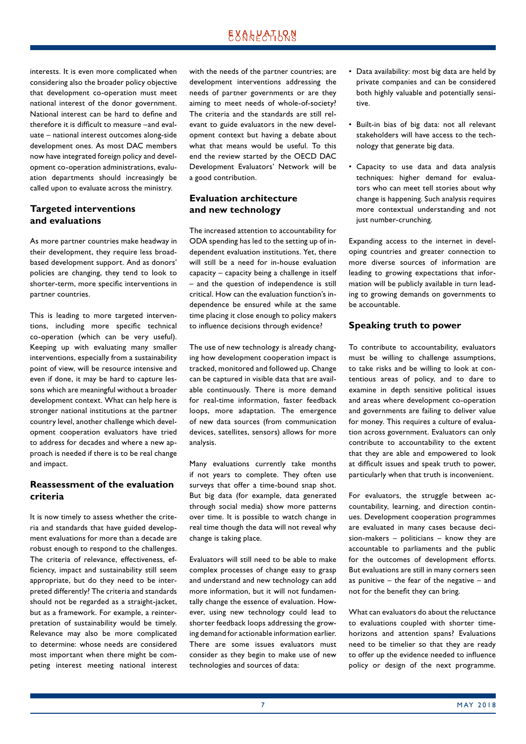interests. It is even more complicated when considering also the broader policy objective that development co-operation must meet national interest of the donor government. National interest can be hard to define and therefore it is difficult to measure –and evaluate – national interest outcomes along-side development ones. As most DAC members now have integrated foreign policy and development co-operation administrations, evaluation departments should increasingly be called upon to evaluate across the ministry.

## Targeted interventions and evaluations

As more partner countries make headway in their development, they require less broad-based development support. And as donors' policies are changing, they tend to look to shorter-term, more specific interventions in partner countries.

This is leading to more targeted interventions, including more specific technical co-operation (which can be very useful). Keeping up with evaluating many smaller interventions, especially from a sustainability point of view, will be resource intensive and even if done, it may be hard to capture lessons which are meaningful without a broader development context. What can help here is stronger national institutions at the partner country level, another challenge which development cooperation evaluators have tried to address for decades and where a new approach is needed if there is to be real change and impact.

## Reassessment of the evaluation criteria

It is now timely to assess whether the criteria and standards that have guided development evaluations for more than a decade are robust enough to respond to the challenges. The criteria of relevance, effectiveness, efficiency, impact and sustainability still seem appropriate, but do they need to be interpreted differently? The criteria and standards should not be regarded as a straight-jacket, but as a framework. For example, a reinterpretation of sustainability would be timely. Relevance may also be more complicated to determine: whose needs are considered most important when there might be competing interest meeting national interest with the needs of the partner countries; are development interventions addressing the needs of partner governments or are they aiming to meet needs of whole-of-society? The criteria and the standards are still relevant to guide evaluators in the new development context but having a debate about what that means would be useful. To this end the review started by the OECD DAC Development Evaluators' Network will be a good contribution.

## Evaluation architecture and new technology

The increased attention to accountability for ODA spending has led to the setting up of independent evaluation institutions. Yet, there will still be a need for in-house evaluation capacity – capacity being a challenge in itself – and the question of independence is still critical. How can the evaluation function's independence be ensured while at the same time placing it close enough to policy makers to influence decisions through evidence?

The use of new technology is already changing how development cooperation impact is tracked, monitored and followed up. Change can be captured in visible data that are available continuously. There is more demand for real-time information, faster feedback loops, more adaptation. The emergence of new data sources (from communication devices, satellites, sensors) allows for more analysis.

Many evaluations currently take months if not years to complete. They often use surveys that offer a time-bound snap shot. But big data (for example, data generated through social media) show more patterns over time. It is possible to watch change in real time though the data will not reveal why change is taking place.

Evaluators will still need to be able to make complex processes of change easy to grasp and understand and new technology can add more information, but it will not fundamentally change the essence of evaluation. However, using new technology could lead to shorter feedback loops addressing the growing demand for actionable information earlier. There are some issues evaluators must consider as they begin to make use of new technologies and sources of data:

- Data availability: most big data are held by private companies and can be considered both highly valuable and potentially sensitive.
- Built-in bias of big data: not all relevant stakeholders will have access to the technology that generate big data.
- Capacity to use data and data analysis techniques: higher demand for evaluators who can meet tell stories about why change is happening. Such analysis requires more contextual understanding and not just number-crunching.

Expanding access to the internet in developing countries and greater connection to more diverse sources of information are leading to growing expectations that information will be publicly available in turn leading to growing demands on governments to be accountable.

## Speaking truth to power

To contribute to accountability, evaluators must be willing to challenge assumptions, to take risks and be willing to look at contentious areas of policy, and to dare to examine in depth sensitive political issues and areas where development co-operation and governments are failing to deliver value for money. This requires a culture of evaluation across government. Evaluators can only contribute to accountability to the extent that they are able and empowered to look at difficult issues and speak truth to power, particularly when that truth is inconvenient.

For evaluators, the struggle between accountability, learning, and direction continues. Development cooperation programmes are evaluated in many cases because decision-makers – politicians – know they are accountable to parliaments and the public for the outcomes of development efforts. But evaluations are still in many corners seen as punitive – the fear of the negative – and not for the benefit they can bring.

What can evaluators do about the reluctance to evaluations coupled with shorter time-horizons and attention spans? Evaluations need to be timelier so that they are ready to offer up the evidence needed to influence policy or design of the next programme.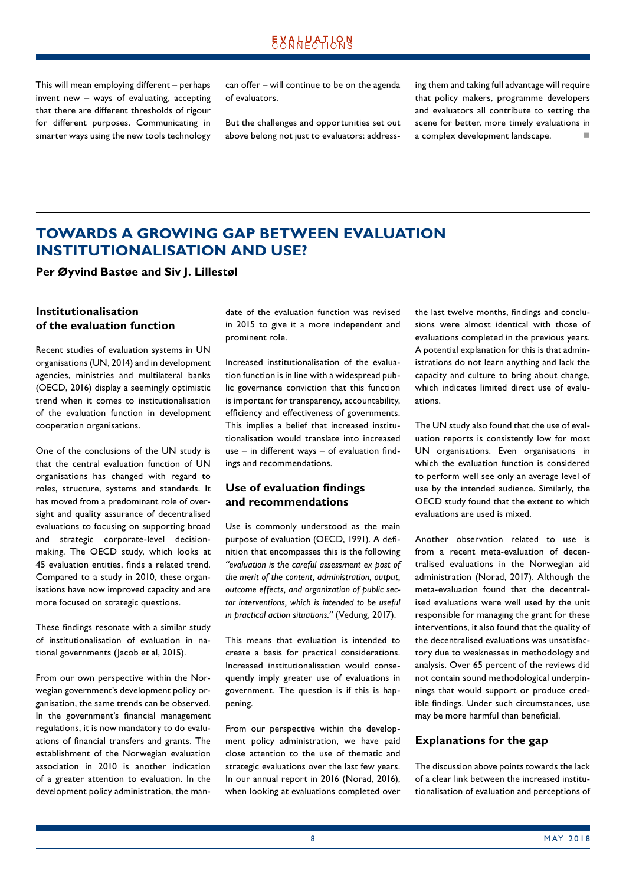This will mean employing different – perhaps invent new – ways of evaluating, accepting that there are different thresholds of rigour for different purposes. Communicating in smarter ways using the new tools technology can offer – will continue to be on the agenda of evaluators.

But the challenges and opportunities set out above belong not just to evaluators: addressing them and taking full advantage will require that policy makers, programme developers and evaluators all contribute to setting the scene for better, more timely evaluations in a complex development landscape. ■

# TOWARDS A GROWING GAP BETWEEN EVALUATION INSTITUTIONALISATION AND USE?

**Per Øyvind Bastøe and Siv J. Lillestøl**

## Institutionalisation of the evaluation function

Recent studies of evaluation systems in UN organisations (UN, 2014) and in development agencies, ministries and multilateral banks (OECD, 2016) display a seemingly optimistic trend when it comes to institutionalisation of the evaluation function in development cooperation organisations.

One of the conclusions of the UN study is that the central evaluation function of UN organisations has changed with regard to roles, structure, systems and standards. It has moved from a predominant role of oversight and quality assurance of decentralised evaluations to focusing on supporting broad and strategic corporate-level decision-making. The OECD study, which looks at 45 evaluation entities, finds a related trend. Compared to a study in 2010, these organisations have now improved capacity and are more focused on strategic questions.

These findings resonate with a similar study of institutionalisation of evaluation in national governments (Jacob et al, 2015).

From our own perspective within the Norwegian government's development policy organisation, the same trends can be observed. In the government's financial management regulations, it is now mandatory to do evaluations of financial transfers and grants. The establishment of the Norwegian evaluation association in 2010 is another indication of a greater attention to evaluation. In the development policy administration, the mandate of the evaluation function was revised in 2015 to give it a more independent and prominent role.

Increased institutionalisation of the evaluation function is in line with a widespread public governance conviction that this function is important for transparency, accountability, efficiency and effectiveness of governments. This implies a belief that increased institutionalisation would translate into increased use – in different ways – of evaluation findings and recommendations.

## Use of evaluation findings and recommendations

Use is commonly understood as the main purpose of evaluation (OECD, 1991). A definition that encompasses this is the following *"evaluation is the careful assessment ex post of the merit of the content, administration, output, outcome effects, and organization of public sector interventions, which is intended to be useful in practical action situations."* (Vedung, 2017).

This means that evaluation is intended to create a basis for practical considerations. Increased institutionalisation would consequently imply greater use of evaluations in government. The question is if this is happening.

From our perspective within the development policy administration, we have paid close attention to the use of thematic and strategic evaluations over the last few years. In our annual report in 2016 (Norad, 2016), when looking at evaluations completed over the last twelve months, findings and conclusions were almost identical with those of evaluations completed in the previous years. A potential explanation for this is that administrations do not learn anything and lack the capacity and culture to bring about change, which indicates limited direct use of evaluations.

The UN study also found that the use of evaluation reports is consistently low for most UN organisations. Even organisations in which the evaluation function is considered to perform well see only an average level of use by the intended audience. Similarly, the OECD study found that the extent to which evaluations are used is mixed.

Another observation related to use is from a recent meta-evaluation of decentralised evaluations in the Norwegian aid administration (Norad, 2017). Although the meta-evaluation found that the decentralised evaluations were well used by the unit responsible for managing the grant for these interventions, it also found that the quality of the decentralised evaluations was unsatisfactory due to weaknesses in methodology and analysis. Over 65 percent of the reviews did not contain sound methodological underpinnings that would support or produce credible findings. Under such circumstances, use may be more harmful than beneficial.

## Explanations for the gap

The discussion above points towards the lack of a clear link between the increased institutionalisation of evaluation and perceptions of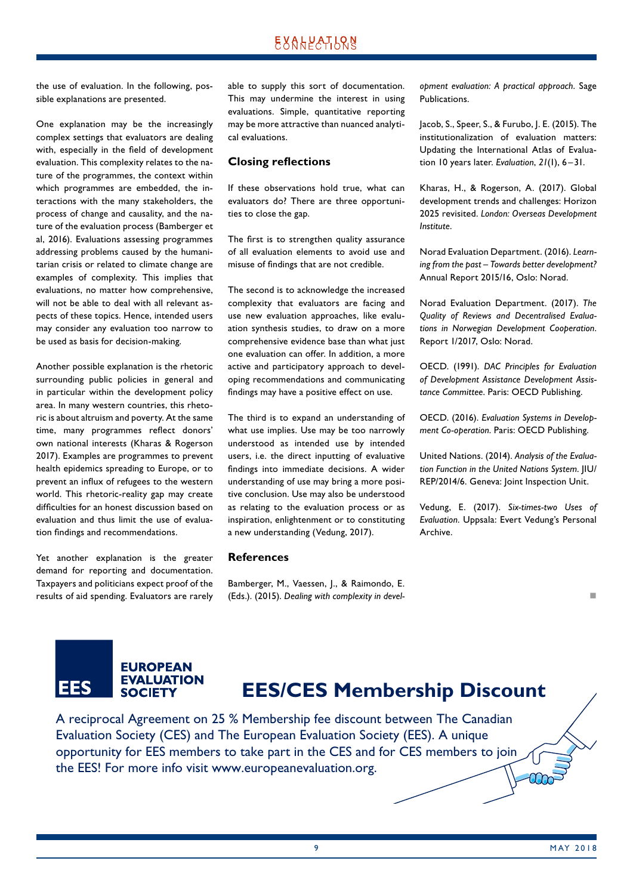the use of evaluation. In the following, possible explanations are presented.

One explanation may be the increasingly complex settings that evaluators are dealing with, especially in the field of development evaluation. This complexity relates to the nature of the programmes, the context within which programmes are embedded, the interactions with the many stakeholders, the process of change and causality, and the nature of the evaluation process (Bamberger et al, 2016). Evaluations assessing programmes addressing problems caused by the humanitarian crisis or related to climate change are examples of complexity. This implies that evaluations, no matter how comprehensive, will not be able to deal with all relevant aspects of these topics. Hence, intended users may consider any evaluation too narrow to be used as basis for decision-making.

Another possible explanation is the rhetoric surrounding public policies in general and in particular within the development policy area. In many western countries, this rhetoric is about altruism and poverty. At the same time, many programmes reflect donors' own national interests (Kharas & Rogerson 2017). Examples are programmes to prevent health epidemics spreading to Europe, or to prevent an influx of refugees to the western world. This rhetoric-reality gap may create difficulties for an honest discussion based on evaluation and thus limit the use of evaluation findings and recommendations.

Yet another explanation is the greater demand for reporting and documentation. Taxpayers and politicians expect proof of the results of aid spending. Evaluators are rarely able to supply this sort of documentation. This may undermine the interest in using evaluations. Simple, quantitative reporting may be more attractive than nuanced analytical evaluations.

## Closing reflections

If these observations hold true, what can evaluators do? There are three opportunities to close the gap.

The first is to strengthen quality assurance of all evaluation elements to avoid use and misuse of findings that are not credible.

The second is to acknowledge the increased complexity that evaluators are facing and use new evaluation approaches, like evaluation synthesis studies, to draw on a more comprehensive evidence base than what just one evaluation can offer. In addition, a more active and participatory approach to developing recommendations and communicating findings may have a positive effect on use.

The third is to expand an understanding of what use implies. Use may be too narrowly understood as intended use by intended users, i.e. the direct inputting of evaluative findings into immediate decisions. A wider understanding of use may bring a more positive conclusion. Use may also be understood as relating to the evaluation process or as inspiration, enlightenment or to constituting a new understanding (Vedung, 2017).

## References

Bamberger, M., Vaessen, J., & Raimondo, E. (Eds.). (2015). *Dealing with complexity in development evaluation: A practical approach*. Sage Publications.

Jacob, S., Speer, S., & Furubo, J. E. (2015). The institutionalization of evaluation matters: Updating the International Atlas of Evaluation 10 years later. *Evaluation*, *21*(1), 6–31.

Kharas, H., & Rogerson, A. (2017). Global development trends and challenges: Horizon 2025 revisited. *London: Overseas Development Institute*.

Norad Evaluation Department. (2016). *Learning from the past – Towards better development?* Annual Report 2015/16, Oslo: Norad.

Norad Evaluation Department. (2017). *The Quality of Reviews and Decentralised Evaluations in Norwegian Development Cooperation*. Report 1/2017, Oslo: Norad.

OECD. (1991). *DAC Principles for Evaluation of Development Assistance Development Assistance Committee*. Paris: OECD Publishing.

OECD. (2016). *Evaluation Systems in Development Co-operation*. Paris: OECD Publishing.

United Nations. (2014). *Analysis of the Evaluation Function in the United Nations System*. JIU/REP/2014/6. Geneva: Joint Inspection Unit.

Vedung, E. (2017). *Six-times-two Uses of Evaluation*. Uppsala: Evert Vedung's Personal Archive.

---

**EES** EUROPEAN EVALUATION SOCIETY

## EES/CES Membership Discount

A reciprocal Agreement on 25 % Membership fee discount between The Canadian Evaluation Society (CES) and The European Evaluation Society (EES). A unique opportunity for EES members to take part in the CES and for CES members to join the EES! For more info visit www.europeanevaluation.org.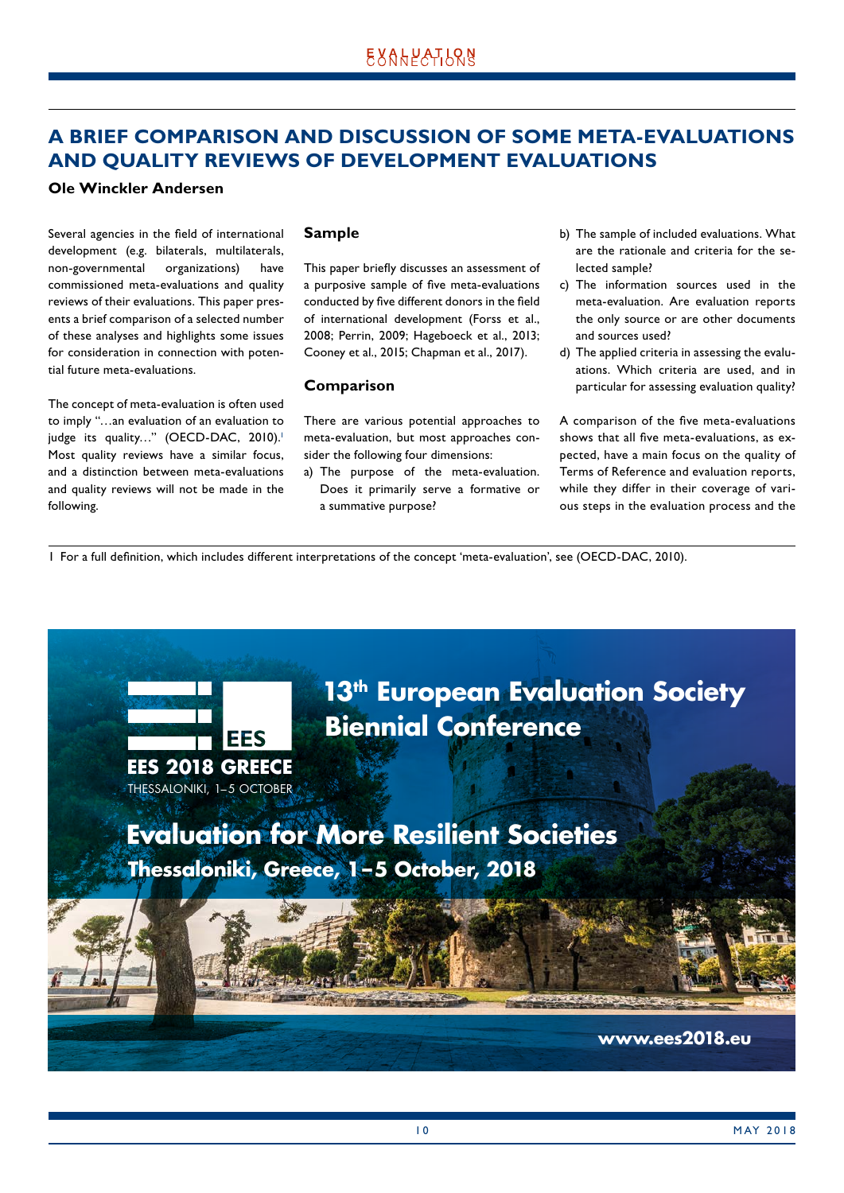# A BRIEF COMPARISON AND DISCUSSION OF SOME META-EVALUATIONS AND QUALITY REVIEWS OF DEVELOPMENT EVALUATIONS

**Ole Winckler Andersen**

Several agencies in the field of international development (e.g. bilaterals, multilaterals, non-governmental organizations) have commissioned meta-evaluations and quality reviews of their evaluations. This paper presents a brief comparison of a selected number of these analyses and highlights some issues for consideration in connection with potential future meta-evaluations.

The concept of meta-evaluation is often used to imply "…an evaluation of an evaluation to judge its quality…" (OECD-DAC, 2010).[1] Most quality reviews have a similar focus, and a distinction between meta-evaluations and quality reviews will not be made in the following.

## Sample

This paper briefly discusses an assessment of a purposive sample of five meta-evaluations conducted by five different donors in the field of international development (Forss et al., 2008; Perrin, 2009; Hageboeck et al., 2013; Cooney et al., 2015; Chapman et al., 2017).

## Comparison

There are various potential approaches to meta-evaluation, but most approaches consider the following four dimensions:

a) The purpose of the meta-evaluation. Does it primarily serve a formative or a summative purpose?
b) The sample of included evaluations. What are the rationale and criteria for the selected sample?
c) The information sources used in the meta-evaluation. Are evaluation reports the only source or are other documents and sources used?
d) The applied criteria in assessing the evaluations. Which criteria are used, and in particular for assessing evaluation quality?

A comparison of the five meta-evaluations shows that all five meta-evaluations, as expected, have a main focus on the quality of Terms of Reference and evaluation reports, while they differ in their coverage of various steps in the evaluation process and the

1 For a full definition, which includes different interpretations of the concept 'meta-evaluation', see (OECD-DAC, 2010).

13th European Evaluation Society Biennial Conference

EES 2018 GREECE
THESSALONIKI, 1–5 OCTOBER

Evaluation for More Resilient Societies
Thessaloniki, Greece, 1–5 October, 2018

www.ees2018.eu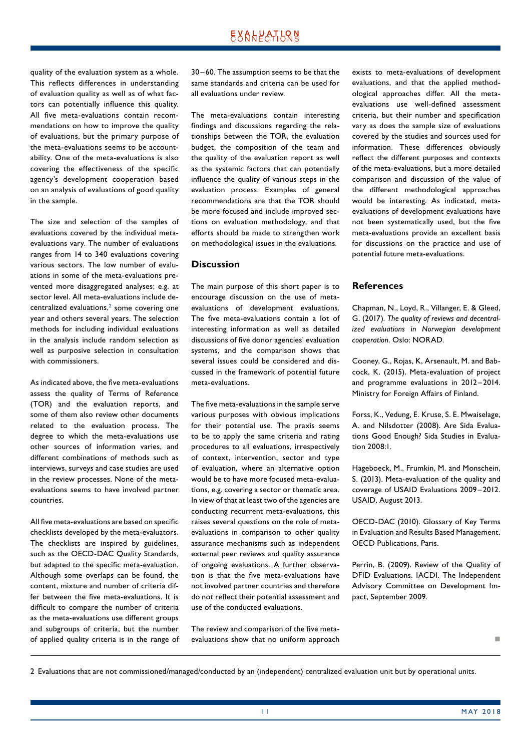quality of the evaluation system as a whole. This reflects differences in understanding of evaluation quality as well as of what factors can potentially influence this quality. All five meta-evaluations contain recommendations on how to improve the quality of evaluations, but the primary purpose of the meta-evaluations seems to be accountability. One of the meta-evaluations is also covering the effectiveness of the specific agency's development cooperation based on an analysis of evaluations of good quality in the sample.

The size and selection of the samples of evaluations covered by the individual meta-evaluations vary. The number of evaluations ranges from 14 to 340 evaluations covering various sectors. The low number of evaluations in some of the meta-evaluations prevented more disaggregated analyses; e.g. at sector level. All meta-evaluations include decentralized evaluations,[2] some covering one year and others several years. The selection methods for including individual evaluations in the analysis include random selection as well as purposive selection in consultation with commissioners.

As indicated above, the five meta-evaluations assess the quality of Terms of Reference (TOR) and the evaluation reports, and some of them also review other documents related to the evaluation process. The degree to which the meta-evaluations use other sources of information varies, and different combinations of methods such as interviews, surveys and case studies are used in the review processes. None of the meta-evaluations seems to have involved partner countries.

All five meta-evaluations are based on specific checklists developed by the meta-evaluators. The checklists are inspired by guidelines, such as the OECD-DAC Quality Standards, but adapted to the specific meta-evaluation. Although some overlaps can be found, the content, mixture and number of criteria differ between the five meta-evaluations. It is difficult to compare the number of criteria as the meta-evaluations use different groups and subgroups of criteria, but the number of applied quality criteria is in the range of 30–60. The assumption seems to be that the same standards and criteria can be used for all evaluations under review.

The meta-evaluations contain interesting findings and discussions regarding the relationships between the TOR, the evaluation budget, the composition of the team and the quality of the evaluation report as well as the systemic factors that can potentially influence the quality of various steps in the evaluation process. Examples of general recommendations are that the TOR should be more focused and include improved sections on evaluation methodology, and that efforts should be made to strengthen work on methodological issues in the evaluations.

## Discussion

The main purpose of this short paper is to encourage discussion on the use of meta-evaluations of development evaluations. The five meta-evaluations contain a lot of interesting information as well as detailed discussions of five donor agencies' evaluation systems, and the comparison shows that several issues could be considered and discussed in the framework of potential future meta-evaluations.

The five meta-evaluations in the sample serve various purposes with obvious implications for their potential use. The praxis seems to be to apply the same criteria and rating procedures to all evaluations, irrespectively of context, intervention, sector and type of evaluation, where an alternative option would be to have more focused meta-evaluations, e.g. covering a sector or thematic area. In view of that at least two of the agencies are conducting recurrent meta-evaluations, this raises several questions on the role of meta-evaluations in comparison to other quality assurance mechanisms such as independent external peer reviews and quality assurance of ongoing evaluations. A further observation is that the five meta-evaluations have not involved partner countries and therefore do not reflect their potential assessment and use of the conducted evaluations.

The review and comparison of the five meta-evaluations show that no uniform approach exists to meta-evaluations of development evaluations, and that the applied methodological approaches differ. All the meta-evaluations use well-defined assessment criteria, but their number and specification vary as does the sample size of evaluations covered by the studies and sources used for information. These differences obviously reflect the different purposes and contexts of the meta-evaluations, but a more detailed comparison and discussion of the value of the different methodological approaches would be interesting. As indicated, meta-evaluations of development evaluations have not been systematically used, but the five meta-evaluations provide an excellent basis for discussions on the practice and use of potential future meta-evaluations.

## References

Chapman, N., Loyd, R., Villanger, E. & Gleed, G. (2017). *The quality of reviews and decentralized evaluations in Norwegian development cooperation.* Oslo: NORAD.

Cooney, G., Rojas, K, Arsenault, M. and Babcock, K. (2015). Meta-evaluation of project and programme evaluations in 2012–2014. Ministry for Foreign Affairs of Finland.

Forss, K., Vedung, E. Kruse, S. E. Mwaiselage, A. and Nilsdotter (2008). Are Sida Evaluations Good Enough? Sida Studies in Evaluation 2008:1.

Hageboeck, M., Frumkin, M. and Monschein, S. (2013). Meta-evaluation of the quality and coverage of USAID Evaluations 2009–2012. USAID, August 2013.

OECD-DAC (2010). Glossary of Key Terms in Evaluation and Results Based Management. OECD Publications, Paris.

Perrin, B. (2009). Review of the Quality of DFID Evaluations. IACDI. The Independent Advisory Committee on Development Impact, September 2009.

2 Evaluations that are not commissioned/managed/conducted by an (independent) centralized evaluation unit but by operational units.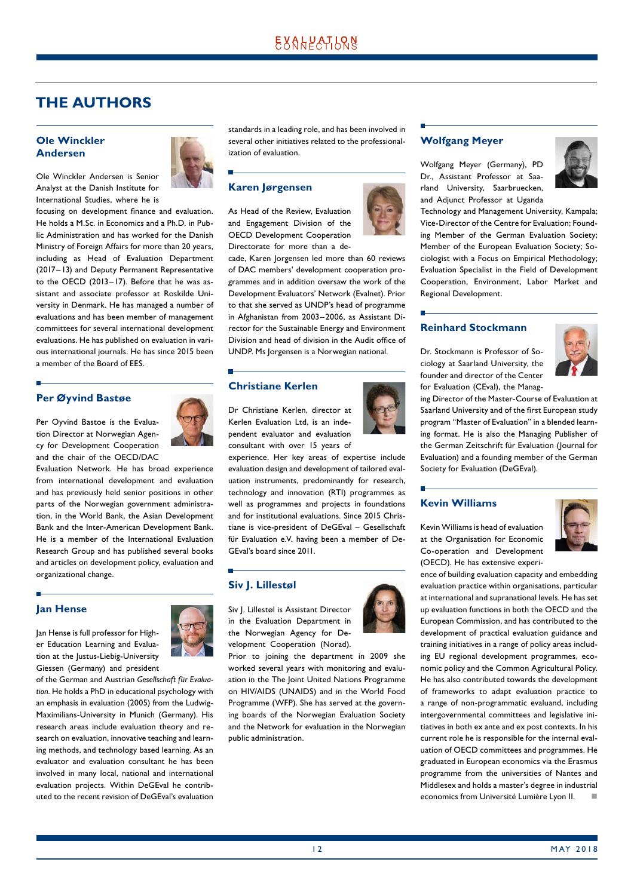# THE AUTHORS

## Ole Winckler Andersen

Ole Winckler Andersen is Senior Analyst at the Danish Institute for International Studies, where he is focusing on development finance and evaluation. He holds a M.Sc. in Economics and a Ph.D. in Public Administration and has worked for the Danish Ministry of Foreign Affairs for more than 20 years, including as Head of Evaluation Department (2017–13) and Deputy Permanent Representative to the OECD (2013–17). Before that he was assistant and associate professor at Roskilde University in Denmark. He has managed a number of evaluations and has been member of management committees for several international development evaluations. He has published on evaluation in various international journals. He has since 2015 been a member of the Board of EES.

## Per Øyvind Bastøe

Per Oyvind Bastoe is the Evaluation Director at Norwegian Agency for Development Cooperation and the chair of the OECD/DAC Evaluation Network. He has broad experience from international development and evaluation and has previously held senior positions in other parts of the Norwegian government administration, in the World Bank, the Asian Development Bank and the Inter-American Development Bank. He is a member of the International Evaluation Research Group and has published several books and articles on development policy, evaluation and organizational change.

## Jan Hense

Jan Hense is full professor for Higher Education Learning and Evaluation at the Justus-Liebig-University Giessen (Germany) and president of the German and Austrian *Gesellschaft für Evaluation*. He holds a PhD in educational psychology with an emphasis in evaluation (2005) from the Ludwig-Maximilians-University in Munich (Germany). His research areas include evaluation theory and research on evaluation, innovative teaching and learning methods, and technology based learning. As an evaluator and evaluation consultant he has been involved in many local, national and international evaluation projects. Within DeGEval he contributed to the recent revision of DeGEval's evaluation standards in a leading role, and has been involved in several other initiatives related to the professionalization of evaluation.

## Karen Jørgensen

As Head of the Review, Evaluation and Engagement Division of the OECD Development Cooperation Directorate for more than a decade, Karen Jorgensen led more than 60 reviews of DAC members' development cooperation programmes and in addition oversaw the work of the Development Evaluators' Network (Evalnet). Prior to that she served as UNDP's head of programme in Afghanistan from 2003–2006, as Assistant Director for the Sustainable Energy and Environment Division and head of division in the Audit office of UNDP. Ms Jorgensen is a Norwegian national.

## Christiane Kerlen

Dr Christiane Kerlen, director at Kerlen Evaluation Ltd, is an independent evaluator and evaluation consultant with over 15 years of experience. Her key areas of expertise include evaluation design and development of tailored evaluation instruments, predominantly for research, technology and innovation (RTI) programmes as well as programmes and projects in foundations and for institutional evaluations. Since 2015 Christiane is vice-president of DeGEval – Gesellschaft für Evaluation e.V. having been a member of DeGEval's board since 2011.

## Siv J. Lillestøl

Siv J. Lillestøl is Assistant Director in the Evaluation Department in the Norwegian Agency for Development Cooperation (Norad). Prior to joining the department in 2009 she worked several years with monitoring and evaluation in the The Joint United Nations Programme on HIV/AIDS (UNAIDS) and in the World Food Programme (WFP). She has served at the governing boards of the Norwegian Evaluation Society and the Network for evaluation in the Norwegian public administration.

## Wolfgang Meyer

Wolfgang Meyer (Germany), PD Dr., Assistant Professor at Saarland University, Saarbruecken, and Adjunct Professor at Uganda Technology and Management University, Kampala; Vice-Director of the Centre for Evaluation; Founding Member of the German Evaluation Society; Member of the European Evaluation Society; Sociologist with a Focus on Empirical Methodology; Evaluation Specialist in the Field of Development Cooperation, Environment, Labor Market and Regional Development.

## Reinhard Stockmann

Dr. Stockmann is Professor of Sociology at Saarland University, the founder and director of the Center for Evaluation (CEval), the Managing Director of the Master-Course of Evaluation at Saarland University and of the first European study program "Master of Evaluation" in a blended learning format. He is also the Managing Publisher of the German Zeitschrift für Evaluation (Journal for Evaluation) and a founding member of the German Society for Evaluation (DeGEval).

## Kevin Williams

Kevin Williams is head of evaluation at the Organisation for Economic Co-operation and Development (OECD). He has extensive experience of building evaluation capacity and embedding evaluation practice within organisations, particular at international and supranational levels. He has set up evaluation functions in both the OECD and the European Commission, and has contributed to the development of practical evaluation guidance and training initiatives in a range of policy areas including EU regional development programmes, economic policy and the Common Agricultural Policy. He has also contributed towards the development of frameworks to adapt evaluation practice to a range of non-programmatic evaluand, including intergovernmental committees and legislative initiatives in both ex ante and ex post contexts. In his current role he is responsible for the internal evaluation of OECD committees and programmes. He graduated in European economics via the Erasmus programme from the universities of Nantes and Middlesex and holds a master's degree in industrial economics from Université Lumière Lyon II.